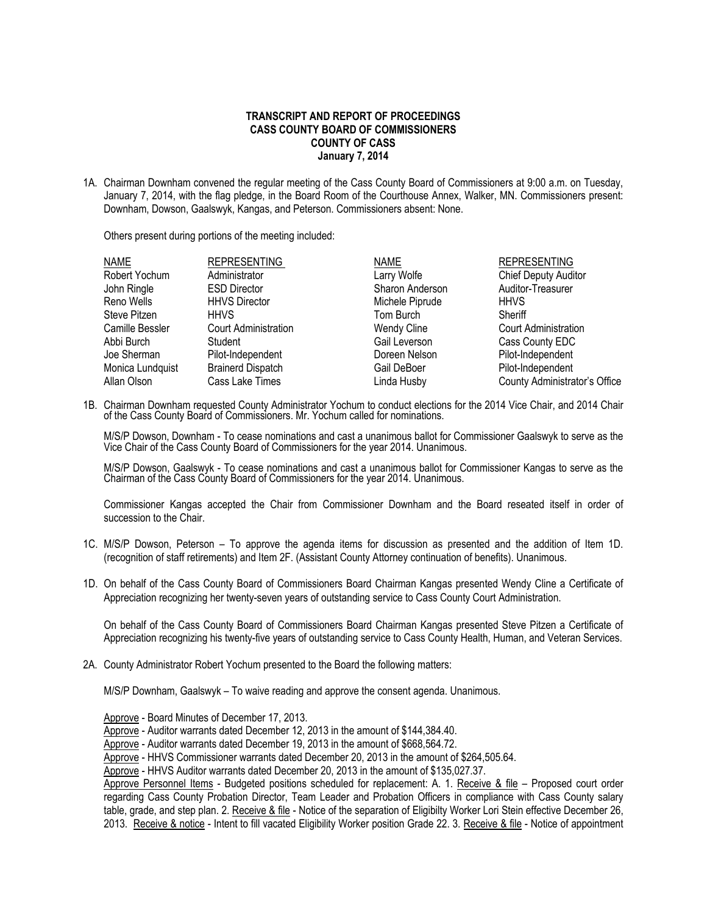**TRANSCRIPT AND REPORT OF PROCEEDINGS**
**CASS COUNTY BOARD OF COMMISSIONERS**
**COUNTY OF CASS**
**January 7, 2014**

1A. Chairman Downham convened the regular meeting of the Cass County Board of Commissioners at 9:00 a.m. on Tuesday, January 7, 2014, with the flag pledge, in the Board Room of the Courthouse Annex, Walker, MN. Commissioners present: Downham, Dowson, Gaalswyk, Kangas, and Peterson. Commissioners absent: None.

Others present during portions of the meeting included:

| NAME | REPRESENTING | NAME | REPRESENTING |
|---|---|---|---|
| Robert Yochum | Administrator | Larry Wolfe | Chief Deputy Auditor |
| John Ringle | ESD Director | Sharon Anderson | Auditor-Treasurer |
| Reno Wells | HHVS Director | Michele Piprude | HHVS |
| Steve Pitzen | HHVS | Tom Burch | Sheriff |
| Camille Bessler | Court Administration | Wendy Cline | Court Administration |
| Abbi Burch | Student | Gail Leverson | Cass County EDC |
| Joe Sherman | Pilot-Independent | Doreen Nelson | Pilot-Independent |
| Monica Lundquist | Brainerd Dispatch | Gail DeBoer | Pilot-Independent |
| Allan Olson | Cass Lake Times | Linda Husby | County Administrator's Office |

1B. Chairman Downham requested County Administrator Yochum to conduct elections for the 2014 Vice Chair, and 2014 Chair of the Cass County Board of Commissioners. Mr. Yochum called for nominations.

M/S/P Dowson, Downham - To cease nominations and cast a unanimous ballot for Commissioner Gaalswyk to serve as the Vice Chair of the Cass County Board of Commissioners for the year 2014. Unanimous.

M/S/P Dowson, Gaalswyk - To cease nominations and cast a unanimous ballot for Commissioner Kangas to serve as the Chairman of the Cass County Board of Commissioners for the year 2014. Unanimous.

Commissioner Kangas accepted the Chair from Commissioner Downham and the Board reseated itself in order of succession to the Chair.

1C. M/S/P Dowson, Peterson – To approve the agenda items for discussion as presented and the addition of Item 1D. (recognition of staff retirements) and Item 2F. (Assistant County Attorney continuation of benefits). Unanimous.

1D. On behalf of the Cass County Board of Commissioners Board Chairman Kangas presented Wendy Cline a Certificate of Appreciation recognizing her twenty-seven years of outstanding service to Cass County Court Administration.

On behalf of the Cass County Board of Commissioners Board Chairman Kangas presented Steve Pitzen a Certificate of Appreciation recognizing his twenty-five years of outstanding service to Cass County Health, Human, and Veteran Services.

2A. County Administrator Robert Yochum presented to the Board the following matters:

M/S/P Downham, Gaalswyk – To waive reading and approve the consent agenda. Unanimous.

Approve - Board Minutes of December 17, 2013.
Approve - Auditor warrants dated December 12, 2013 in the amount of $144,384.40.
Approve - Auditor warrants dated December 19, 2013 in the amount of $668,564.72.
Approve - HHVS Commissioner warrants dated December 20, 2013 in the amount of $264,505.64.
Approve - HHVS Auditor warrants dated December 20, 2013 in the amount of $135,027.37.
Approve Personnel Items - Budgeted positions scheduled for replacement: A. 1. Receive & file – Proposed court order regarding Cass County Probation Director, Team Leader and Probation Officers in compliance with Cass County salary table, grade, and step plan. 2. Receive & file - Notice of the separation of Eligibilty Worker Lori Stein effective December 26, 2013. Receive & notice - Intent to fill vacated Eligibility Worker position Grade 22. 3. Receive & file - Notice of appointment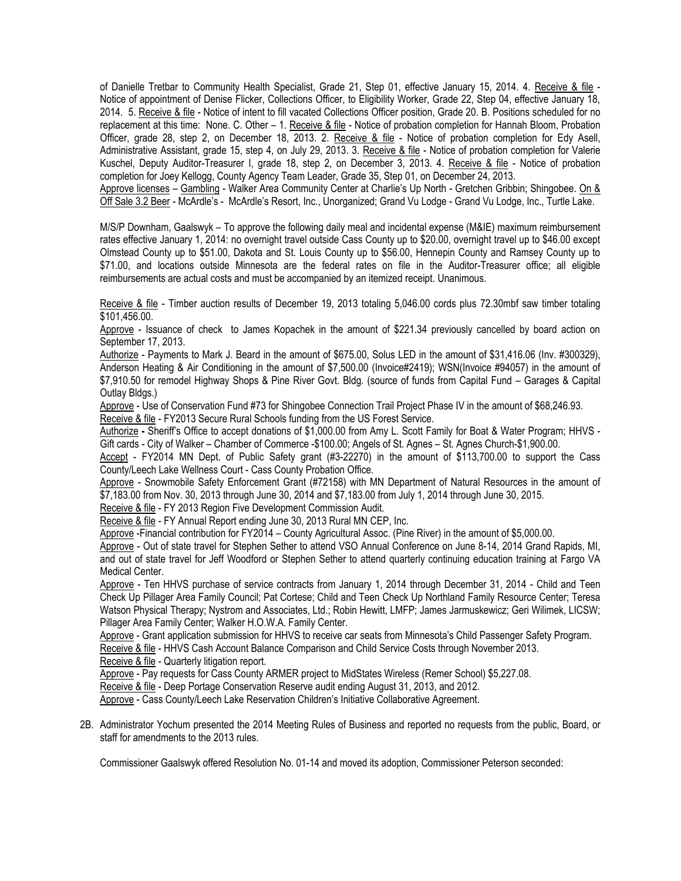of Danielle Tretbar to Community Health Specialist, Grade 21, Step 01, effective January 15, 2014. 4. Receive & file - Notice of appointment of Denise Flicker, Collections Officer, to Eligibility Worker, Grade 22, Step 04, effective January 18, 2014. 5. Receive & file - Notice of intent to fill vacated Collections Officer position, Grade 20. B. Positions scheduled for no replacement at this time: None. C. Other – 1. Receive & file - Notice of probation completion for Hannah Bloom, Probation Officer, grade 28, step 2, on December 18, 2013. 2. Receive & file - Notice of probation completion for Edy Asell, Administrative Assistant, grade 15, step 4, on July 29, 2013. 3. Receive & file - Notice of probation completion for Valerie Kuschel, Deputy Auditor-Treasurer I, grade 18, step 2, on December 3, 2013. 4. Receive & file - Notice of probation completion for Joey Kellogg, County Agency Team Leader, Grade 35, Step 01, on December 24, 2013.

Approve licenses – Gambling - Walker Area Community Center at Charlie's Up North - Gretchen Gribbin; Shingobee. On & Off Sale 3.2 Beer - McArdle's - McArdle's Resort, Inc., Unorganized; Grand Vu Lodge - Grand Vu Lodge, Inc., Turtle Lake.

M/S/P Downham, Gaalswyk – To approve the following daily meal and incidental expense (M&IE) maximum reimbursement rates effective January 1, 2014: no overnight travel outside Cass County up to $20.00, overnight travel up to $46.00 except Olmstead County up to $51.00, Dakota and St. Louis County up to $56.00, Hennepin County and Ramsey County up to $71.00, and locations outside Minnesota are the federal rates on file in the Auditor-Treasurer office; all eligible reimbursements are actual costs and must be accompanied by an itemized receipt. Unanimous.

Receive & file - Timber auction results of December 19, 2013 totaling 5,046.00 cords plus 72.30mbf saw timber totaling $101,456.00.

Approve - Issuance of check to James Kopachek in the amount of $221.34 previously cancelled by board action on September 17, 2013.

Authorize - Payments to Mark J. Beard in the amount of $675.00, Solus LED in the amount of $31,416.06 (Inv. #300329), Anderson Heating & Air Conditioning in the amount of $7,500.00 (Invoice#2419); WSN(Invoice #94057) in the amount of $7,910.50 for remodel Highway Shops & Pine River Govt. Bldg. (source of funds from Capital Fund – Garages & Capital Outlay Bldgs.)

Approve - Use of Conservation Fund #73 for Shingobee Connection Trail Project Phase IV in the amount of $68,246.93.

Receive & file - FY2013 Secure Rural Schools funding from the US Forest Service.

Authorize - Sheriff's Office to accept donations of $1,000.00 from Amy L. Scott Family for Boat & Water Program; HHVS - Gift cards - City of Walker – Chamber of Commerce -$100.00; Angels of St. Agnes – St. Agnes Church-$1,900.00.

Accept - FY2014 MN Dept. of Public Safety grant (#3-22270) in the amount of $113,700.00 to support the Cass County/Leech Lake Wellness Court - Cass County Probation Office.

Approve - Snowmobile Safety Enforcement Grant (#72158) with MN Department of Natural Resources in the amount of $7,183.00 from Nov. 30, 2013 through June 30, 2014 and $7,183.00 from July 1, 2014 through June 30, 2015.

Receive & file - FY 2013 Region Five Development Commission Audit.

Receive & file - FY Annual Report ending June 30, 2013 Rural MN CEP, Inc.

Approve -Financial contribution for FY2014 – County Agricultural Assoc. (Pine River) in the amount of $5,000.00.

Approve - Out of state travel for Stephen Sether to attend VSO Annual Conference on June 8-14, 2014 Grand Rapids, MI, and out of state travel for Jeff Woodford or Stephen Sether to attend quarterly continuing education training at Fargo VA Medical Center.

Approve - Ten HHVS purchase of service contracts from January 1, 2014 through December 31, 2014 - Child and Teen Check Up Pillager Area Family Council; Pat Cortese; Child and Teen Check Up Northland Family Resource Center; Teresa Watson Physical Therapy; Nystrom and Associates, Ltd.; Robin Hewitt, LMFP; James Jarmuskewicz; Geri Wilimek, LICSW; Pillager Area Family Center; Walker H.O.W.A. Family Center.

Approve - Grant application submission for HHVS to receive car seats from Minnesota's Child Passenger Safety Program.

Receive & file - HHVS Cash Account Balance Comparison and Child Service Costs through November 2013.

Receive & file - Quarterly litigation report.

Approve - Pay requests for Cass County ARMER project to MidStates Wireless (Remer School) $5,227.08.

Receive & file - Deep Portage Conservation Reserve audit ending August 31, 2013, and 2012.

Approve - Cass County/Leech Lake Reservation Children's Initiative Collaborative Agreement.

2B. Administrator Yochum presented the 2014 Meeting Rules of Business and reported no requests from the public, Board, or staff for amendments to the 2013 rules.

Commissioner Gaalswyk offered Resolution No. 01-14 and moved its adoption, Commissioner Peterson seconded: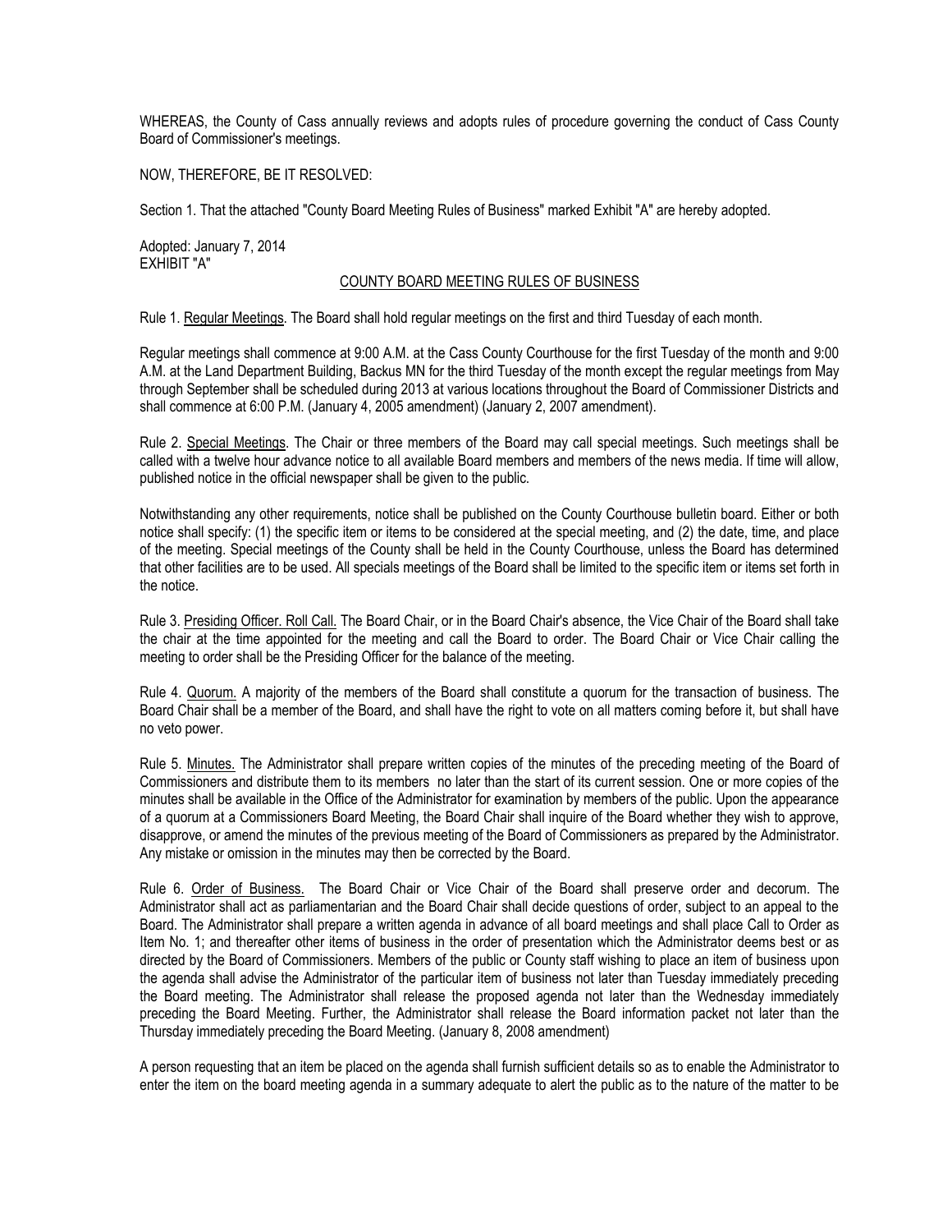WHEREAS, the County of Cass annually reviews and adopts rules of procedure governing the conduct of Cass County Board of Commissioner's meetings.

NOW, THEREFORE, BE IT RESOLVED:

Section 1. That the attached "County Board Meeting Rules of Business" marked Exhibit "A" are hereby adopted.

Adopted: January 7, 2014
EXHIBIT "A"

## COUNTY BOARD MEETING RULES OF BUSINESS

Rule 1. Regular Meetings. The Board shall hold regular meetings on the first and third Tuesday of each month.

Regular meetings shall commence at 9:00 A.M. at the Cass County Courthouse for the first Tuesday of the month and 9:00 A.M. at the Land Department Building, Backus MN for the third Tuesday of the month except the regular meetings from May through September shall be scheduled during 2013 at various locations throughout the Board of Commissioner Districts and shall commence at 6:00 P.M. (January 4, 2005 amendment) (January 2, 2007 amendment).

Rule 2. Special Meetings. The Chair or three members of the Board may call special meetings. Such meetings shall be called with a twelve hour advance notice to all available Board members and members of the news media. If time will allow, published notice in the official newspaper shall be given to the public.

Notwithstanding any other requirements, notice shall be published on the County Courthouse bulletin board. Either or both notice shall specify: (1) the specific item or items to be considered at the special meeting, and (2) the date, time, and place of the meeting. Special meetings of the County shall be held in the County Courthouse, unless the Board has determined that other facilities are to be used. All specials meetings of the Board shall be limited to the specific item or items set forth in the notice.

Rule 3. Presiding Officer. Roll Call. The Board Chair, or in the Board Chair's absence, the Vice Chair of the Board shall take the chair at the time appointed for the meeting and call the Board to order. The Board Chair or Vice Chair calling the meeting to order shall be the Presiding Officer for the balance of the meeting.

Rule 4. Quorum. A majority of the members of the Board shall constitute a quorum for the transaction of business. The Board Chair shall be a member of the Board, and shall have the right to vote on all matters coming before it, but shall have no veto power.

Rule 5. Minutes. The Administrator shall prepare written copies of the minutes of the preceding meeting of the Board of Commissioners and distribute them to its members no later than the start of its current session. One or more copies of the minutes shall be available in the Office of the Administrator for examination by members of the public. Upon the appearance of a quorum at a Commissioners Board Meeting, the Board Chair shall inquire of the Board whether they wish to approve, disapprove, or amend the minutes of the previous meeting of the Board of Commissioners as prepared by the Administrator. Any mistake or omission in the minutes may then be corrected by the Board.

Rule 6. Order of Business. The Board Chair or Vice Chair of the Board shall preserve order and decorum. The Administrator shall act as parliamentarian and the Board Chair shall decide questions of order, subject to an appeal to the Board. The Administrator shall prepare a written agenda in advance of all board meetings and shall place Call to Order as Item No. 1; and thereafter other items of business in the order of presentation which the Administrator deems best or as directed by the Board of Commissioners. Members of the public or County staff wishing to place an item of business upon the agenda shall advise the Administrator of the particular item of business not later than Tuesday immediately preceding the Board meeting. The Administrator shall release the proposed agenda not later than the Wednesday immediately preceding the Board Meeting. Further, the Administrator shall release the Board information packet not later than the Thursday immediately preceding the Board Meeting. (January 8, 2008 amendment)

A person requesting that an item be placed on the agenda shall furnish sufficient details so as to enable the Administrator to enter the item on the board meeting agenda in a summary adequate to alert the public as to the nature of the matter to be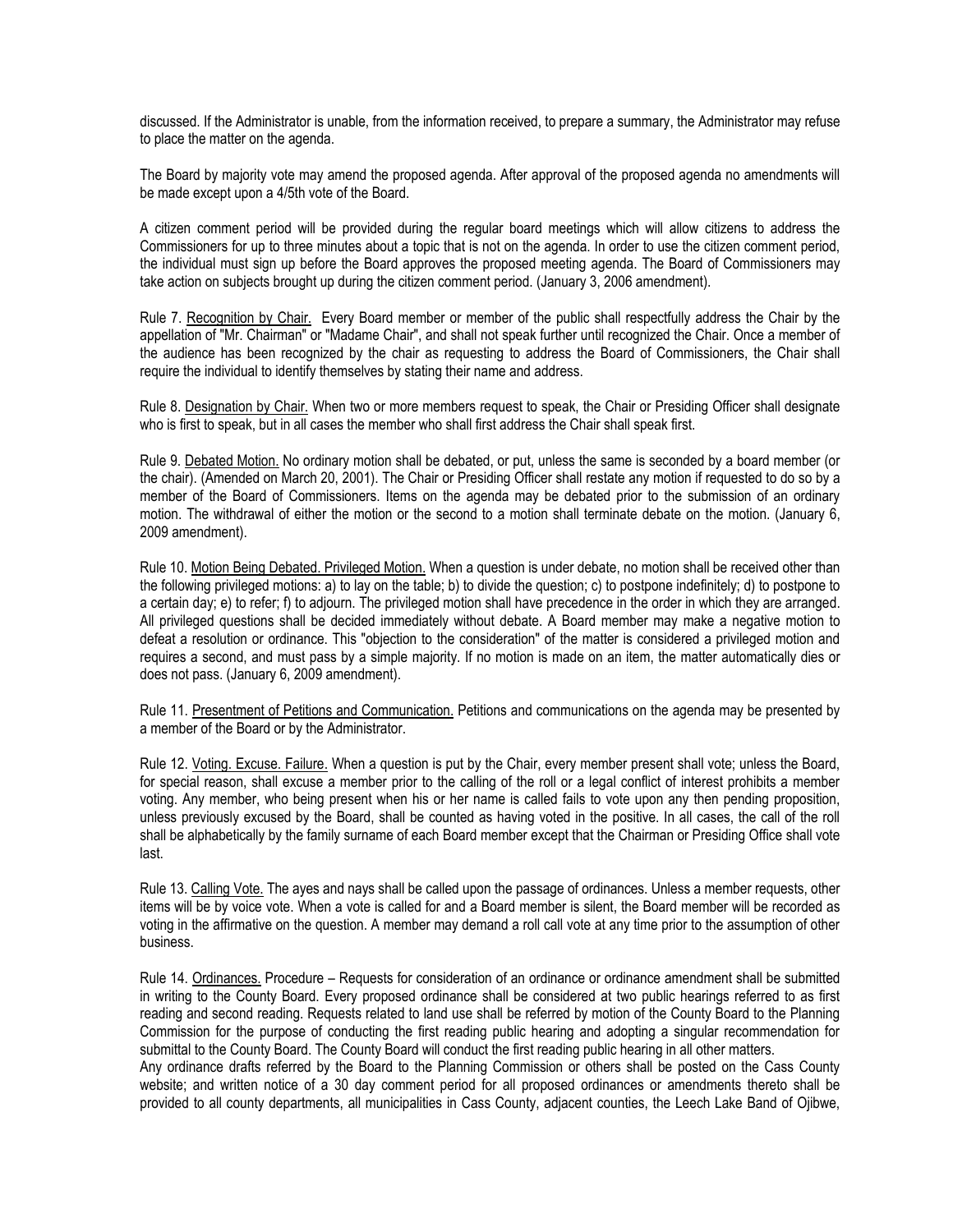discussed. If the Administrator is unable, from the information received, to prepare a summary, the Administrator may refuse to place the matter on the agenda.

The Board by majority vote may amend the proposed agenda. After approval of the proposed agenda no amendments will be made except upon a 4/5th vote of the Board.

A citizen comment period will be provided during the regular board meetings which will allow citizens to address the Commissioners for up to three minutes about a topic that is not on the agenda. In order to use the citizen comment period, the individual must sign up before the Board approves the proposed meeting agenda. The Board of Commissioners may take action on subjects brought up during the citizen comment period. (January 3, 2006 amendment).

Rule 7. Recognition by Chair. Every Board member or member of the public shall respectfully address the Chair by the appellation of "Mr. Chairman" or "Madame Chair", and shall not speak further until recognized the Chair. Once a member of the audience has been recognized by the chair as requesting to address the Board of Commissioners, the Chair shall require the individual to identify themselves by stating their name and address.

Rule 8. Designation by Chair. When two or more members request to speak, the Chair or Presiding Officer shall designate who is first to speak, but in all cases the member who shall first address the Chair shall speak first.

Rule 9. Debated Motion. No ordinary motion shall be debated, or put, unless the same is seconded by a board member (or the chair). (Amended on March 20, 2001). The Chair or Presiding Officer shall restate any motion if requested to do so by a member of the Board of Commissioners. Items on the agenda may be debated prior to the submission of an ordinary motion. The withdrawal of either the motion or the second to a motion shall terminate debate on the motion. (January 6, 2009 amendment).

Rule 10. Motion Being Debated. Privileged Motion. When a question is under debate, no motion shall be received other than the following privileged motions: a) to lay on the table; b) to divide the question; c) to postpone indefinitely; d) to postpone to a certain day; e) to refer; f) to adjourn. The privileged motion shall have precedence in the order in which they are arranged. All privileged questions shall be decided immediately without debate. A Board member may make a negative motion to defeat a resolution or ordinance. This "objection to the consideration" of the matter is considered a privileged motion and requires a second, and must pass by a simple majority. If no motion is made on an item, the matter automatically dies or does not pass. (January 6, 2009 amendment).

Rule 11. Presentment of Petitions and Communication. Petitions and communications on the agenda may be presented by a member of the Board or by the Administrator.

Rule 12. Voting. Excuse. Failure. When a question is put by the Chair, every member present shall vote; unless the Board, for special reason, shall excuse a member prior to the calling of the roll or a legal conflict of interest prohibits a member voting. Any member, who being present when his or her name is called fails to vote upon any then pending proposition, unless previously excused by the Board, shall be counted as having voted in the positive. In all cases, the call of the roll shall be alphabetically by the family surname of each Board member except that the Chairman or Presiding Office shall vote last.

Rule 13. Calling Vote. The ayes and nays shall be called upon the passage of ordinances. Unless a member requests, other items will be by voice vote. When a vote is called for and a Board member is silent, the Board member will be recorded as voting in the affirmative on the question. A member may demand a roll call vote at any time prior to the assumption of other business.

Rule 14. Ordinances. Procedure – Requests for consideration of an ordinance or ordinance amendment shall be submitted in writing to the County Board. Every proposed ordinance shall be considered at two public hearings referred to as first reading and second reading. Requests related to land use shall be referred by motion of the County Board to the Planning Commission for the purpose of conducting the first reading public hearing and adopting a singular recommendation for submittal to the County Board. The County Board will conduct the first reading public hearing in all other matters.

Any ordinance drafts referred by the Board to the Planning Commission or others shall be posted on the Cass County website; and written notice of a 30 day comment period for all proposed ordinances or amendments thereto shall be provided to all county departments, all municipalities in Cass County, adjacent counties, the Leech Lake Band of Ojibwe,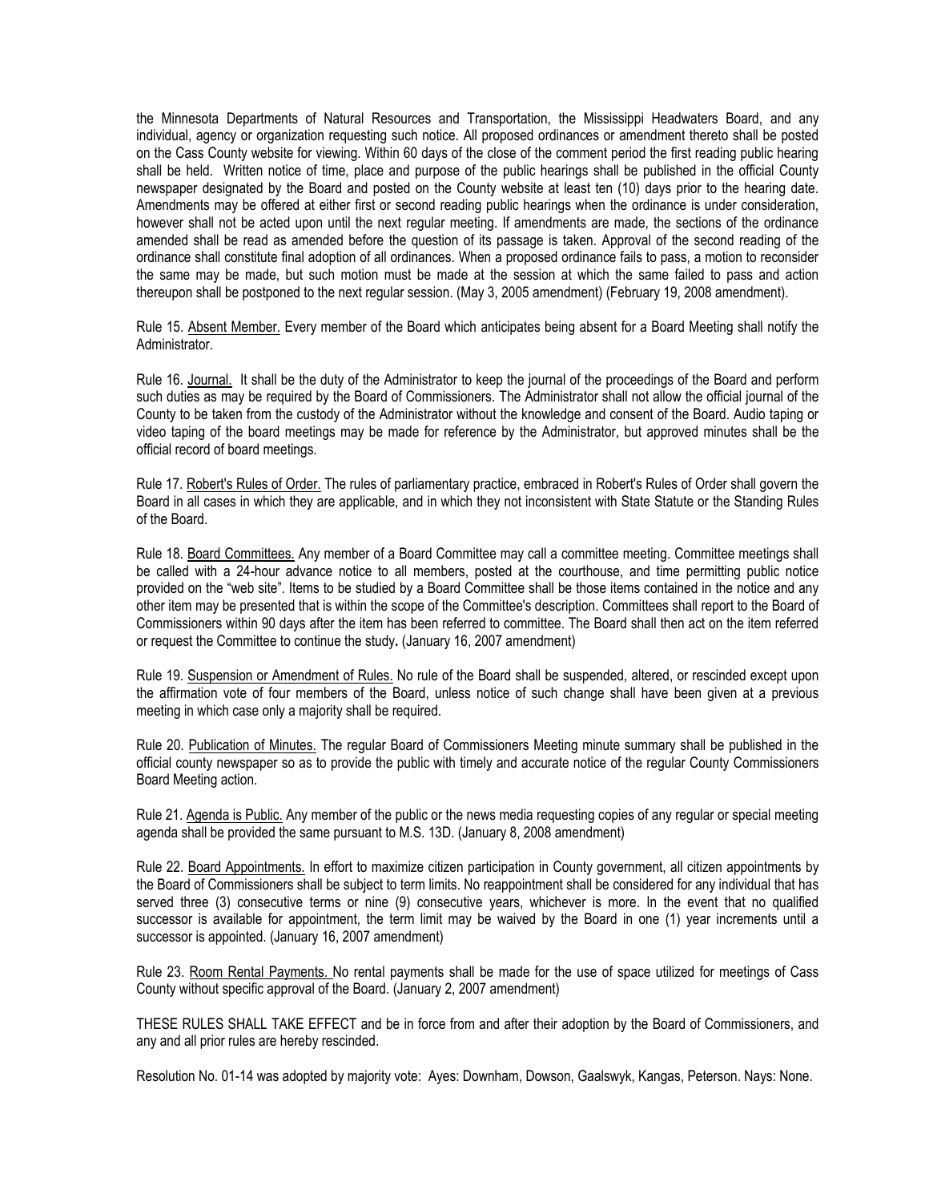the Minnesota Departments of Natural Resources and Transportation, the Mississippi Headwaters Board, and any individual, agency or organization requesting such notice. All proposed ordinances or amendment thereto shall be posted on the Cass County website for viewing. Within 60 days of the close of the comment period the first reading public hearing shall be held. Written notice of time, place and purpose of the public hearings shall be published in the official County newspaper designated by the Board and posted on the County website at least ten (10) days prior to the hearing date. Amendments may be offered at either first or second reading public hearings when the ordinance is under consideration, however shall not be acted upon until the next regular meeting. If amendments are made, the sections of the ordinance amended shall be read as amended before the question of its passage is taken. Approval of the second reading of the ordinance shall constitute final adoption of all ordinances. When a proposed ordinance fails to pass, a motion to reconsider the same may be made, but such motion must be made at the session at which the same failed to pass and action thereupon shall be postponed to the next regular session. (May 3, 2005 amendment) (February 19, 2008 amendment).

Rule 15. Absent Member. Every member of the Board which anticipates being absent for a Board Meeting shall notify the Administrator.

Rule 16. Journal. It shall be the duty of the Administrator to keep the journal of the proceedings of the Board and perform such duties as may be required by the Board of Commissioners. The Administrator shall not allow the official journal of the County to be taken from the custody of the Administrator without the knowledge and consent of the Board. Audio taping or video taping of the board meetings may be made for reference by the Administrator, but approved minutes shall be the official record of board meetings.

Rule 17. Robert's Rules of Order. The rules of parliamentary practice, embraced in Robert's Rules of Order shall govern the Board in all cases in which they are applicable, and in which they not inconsistent with State Statute or the Standing Rules of the Board.

Rule 18. Board Committees. Any member of a Board Committee may call a committee meeting. Committee meetings shall be called with a 24-hour advance notice to all members, posted at the courthouse, and time permitting public notice provided on the "web site". Items to be studied by a Board Committee shall be those items contained in the notice and any other item may be presented that is within the scope of the Committee's description. Committees shall report to the Board of Commissioners within 90 days after the item has been referred to committee. The Board shall then act on the item referred or request the Committee to continue the study**.** (January 16, 2007 amendment)

Rule 19. Suspension or Amendment of Rules. No rule of the Board shall be suspended, altered, or rescinded except upon the affirmation vote of four members of the Board, unless notice of such change shall have been given at a previous meeting in which case only a majority shall be required.

Rule 20. Publication of Minutes. The regular Board of Commissioners Meeting minute summary shall be published in the official county newspaper so as to provide the public with timely and accurate notice of the regular County Commissioners Board Meeting action.

Rule 21. Agenda is Public. Any member of the public or the news media requesting copies of any regular or special meeting agenda shall be provided the same pursuant to M.S. 13D. (January 8, 2008 amendment)

Rule 22. Board Appointments. In effort to maximize citizen participation in County government, all citizen appointments by the Board of Commissioners shall be subject to term limits. No reappointment shall be considered for any individual that has served three (3) consecutive terms or nine (9) consecutive years, whichever is more. In the event that no qualified successor is available for appointment, the term limit may be waived by the Board in one (1) year increments until a successor is appointed. (January 16, 2007 amendment)

Rule 23. Room Rental Payments. No rental payments shall be made for the use of space utilized for meetings of Cass County without specific approval of the Board. (January 2, 2007 amendment)

THESE RULES SHALL TAKE EFFECT and be in force from and after their adoption by the Board of Commissioners, and any and all prior rules are hereby rescinded.

Resolution No. 01-14 was adopted by majority vote: Ayes: Downham, Dowson, Gaalswyk, Kangas, Peterson. Nays: None.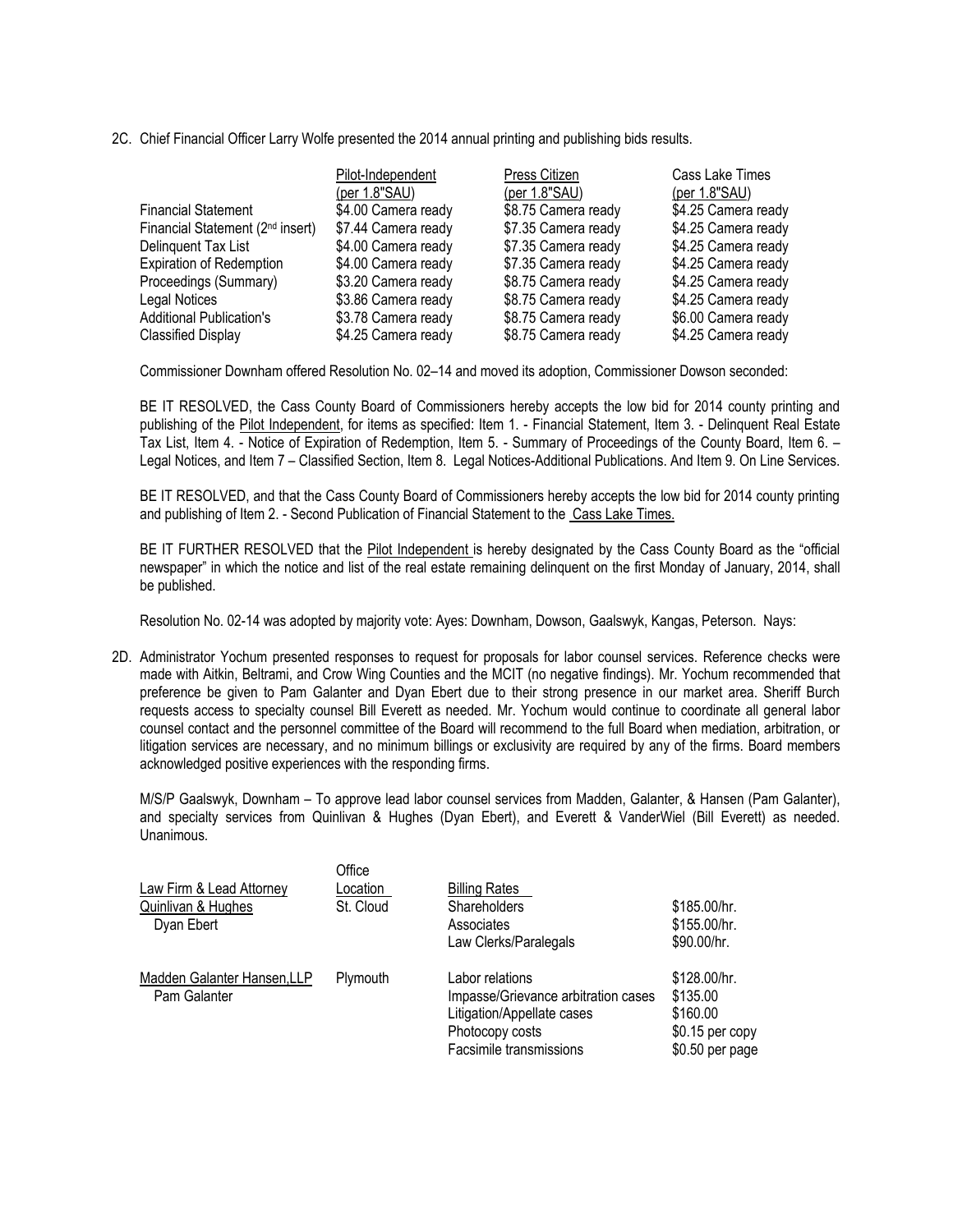2C. Chief Financial Officer Larry Wolfe presented the 2014 annual printing and publishing bids results.

| | Pilot-Independent (per 1.8"SAU) | Press Citizen (per 1.8"SAU) | Cass Lake Times (per 1.8"SAU) |
|---|---|---|---|
| Financial Statement | $4.00 Camera ready | $8.75 Camera ready | $4.25 Camera ready |
| Financial Statement (2nd insert) | $7.44 Camera ready | $7.35 Camera ready | $4.25 Camera ready |
| Delinquent Tax List | $4.00 Camera ready | $7.35 Camera ready | $4.25 Camera ready |
| Expiration of Redemption | $4.00 Camera ready | $7.35 Camera ready | $4.25 Camera ready |
| Proceedings (Summary) | $3.20 Camera ready | $8.75 Camera ready | $4.25 Camera ready |
| Legal Notices | $3.86 Camera ready | $8.75 Camera ready | $4.25 Camera ready |
| Additional Publication's | $3.78 Camera ready | $8.75 Camera ready | $6.00 Camera ready |
| Classified Display | $4.25 Camera ready | $8.75 Camera ready | $4.25 Camera ready |

Commissioner Downham offered Resolution No. 02–14 and moved its adoption, Commissioner Dowson seconded:

BE IT RESOLVED, the Cass County Board of Commissioners hereby accepts the low bid for 2014 county printing and publishing of the Pilot Independent, for items as specified: Item 1. - Financial Statement, Item 3. - Delinquent Real Estate Tax List, Item 4. - Notice of Expiration of Redemption, Item 5. - Summary of Proceedings of the County Board, Item 6. – Legal Notices, and Item 7 – Classified Section, Item 8. Legal Notices-Additional Publications. And Item 9. On Line Services.

BE IT RESOLVED, and that the Cass County Board of Commissioners hereby accepts the low bid for 2014 county printing and publishing of Item 2. - Second Publication of Financial Statement to the Cass Lake Times.

BE IT FURTHER RESOLVED that the Pilot Independent is hereby designated by the Cass County Board as the "official newspaper" in which the notice and list of the real estate remaining delinquent on the first Monday of January, 2014, shall be published.

Resolution No. 02-14 was adopted by majority vote: Ayes: Downham, Dowson, Gaalswyk, Kangas, Peterson. Nays:

2D. Administrator Yochum presented responses to request for proposals for labor counsel services. Reference checks were made with Aitkin, Beltrami, and Crow Wing Counties and the MCIT (no negative findings). Mr. Yochum recommended that preference be given to Pam Galanter and Dyan Ebert due to their strong presence in our market area. Sheriff Burch requests access to specialty counsel Bill Everett as needed. Mr. Yochum would continue to coordinate all general labor counsel contact and the personnel committee of the Board will recommend to the full Board when mediation, arbitration, or litigation services are necessary, and no minimum billings or exclusivity are required by any of the firms. Board members acknowledged positive experiences with the responding firms.

M/S/P Gaalswyk, Downham – To approve lead labor counsel services from Madden, Galanter, & Hansen (Pam Galanter), and specialty services from Quinlivan & Hughes (Dyan Ebert), and Everett & VanderWiel (Bill Everett) as needed. Unanimous.

| Law Firm & Lead Attorney | Office Location | Billing Rates | |
|---|---|---|---|
| Quinlivan & Hughes<br>Dyan Ebert | St. Cloud | Shareholders<br>Associates<br>Law Clerks/Paralegals | $185.00/hr.<br>$155.00/hr.<br>$90.00/hr. |
| Madden Galanter Hansen,LLP<br>Pam Galanter | Plymouth | Labor relations<br>Impasse/Grievance arbitration cases<br>Litigation/Appellate cases<br>Photocopy costs<br>Facsimile transmissions | $128.00/hr.<br>$135.00<br>$160.00<br>$0.15 per copy<br>$0.50 per page |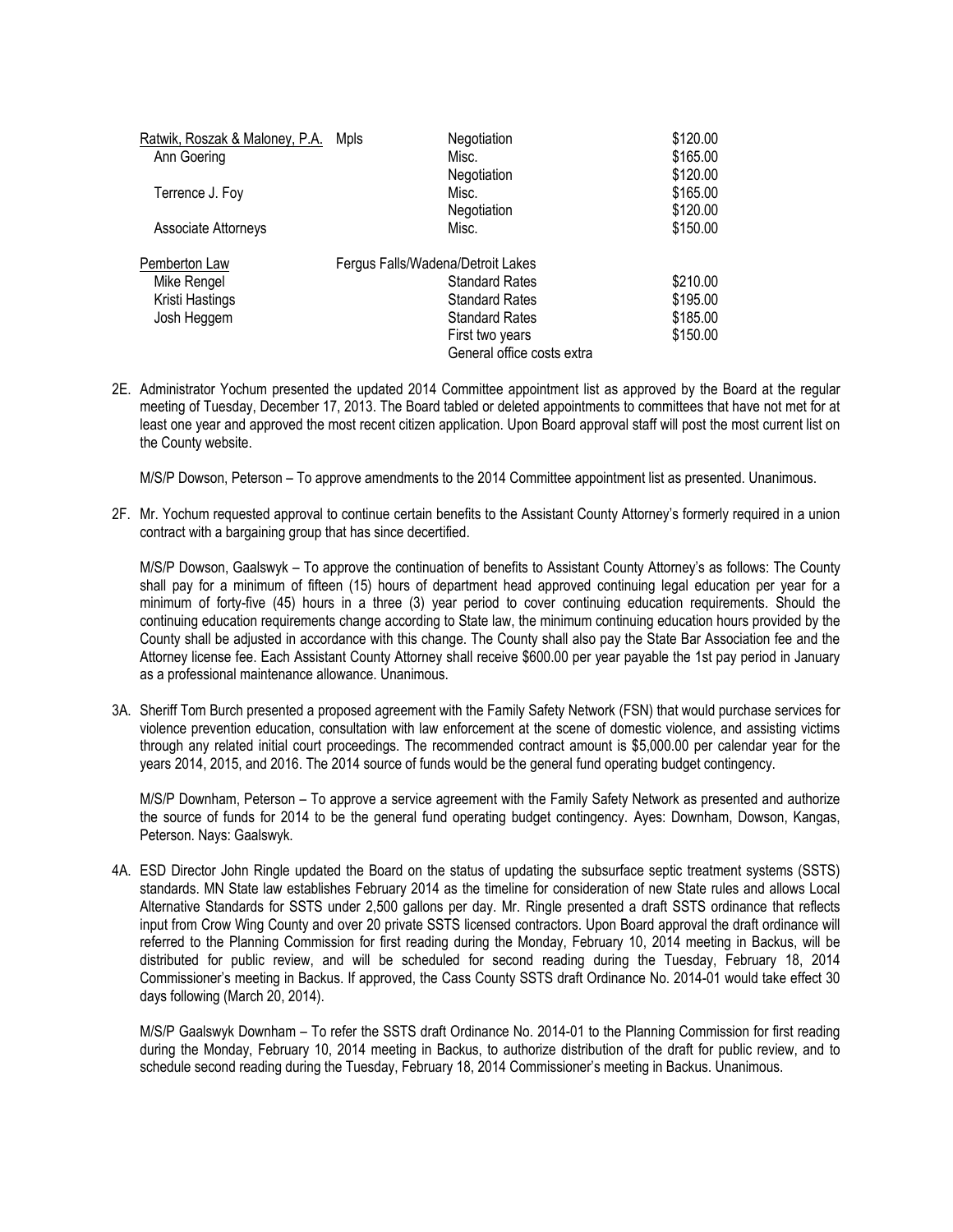| | | | |
|---|---|---|---|
| Ratwik, Roszak & Maloney, P.A. | Mpls | Negotiation | $120.00 |
| Ann Goering | | Misc. | $165.00 |
| | | Negotiation | $120.00 |
| Terrence J. Foy | | Misc. | $165.00 |
| | | Negotiation | $120.00 |
| Associate Attorneys | | Misc. | $150.00 |
| | | | |
| Pemberton Law | Fergus Falls/Wadena/Detroit Lakes | | |
| Mike Rengel | | Standard Rates | $210.00 |
| Kristi Hastings | | Standard Rates | $195.00 |
| Josh Heggem | | Standard Rates | $185.00 |
| | | First two years | $150.00 |
| | | General office costs extra | |

2E. Administrator Yochum presented the updated 2014 Committee appointment list as approved by the Board at the regular meeting of Tuesday, December 17, 2013. The Board tabled or deleted appointments to committees that have not met for at least one year and approved the most recent citizen application. Upon Board approval staff will post the most current list on the County website.

M/S/P Dowson, Peterson – To approve amendments to the 2014 Committee appointment list as presented. Unanimous.

2F. Mr. Yochum requested approval to continue certain benefits to the Assistant County Attorney's formerly required in a union contract with a bargaining group that has since decertified.

M/S/P Dowson, Gaalswyk – To approve the continuation of benefits to Assistant County Attorney's as follows: The County shall pay for a minimum of fifteen (15) hours of department head approved continuing legal education per year for a minimum of forty-five (45) hours in a three (3) year period to cover continuing education requirements. Should the continuing education requirements change according to State law, the minimum continuing education hours provided by the County shall be adjusted in accordance with this change. The County shall also pay the State Bar Association fee and the Attorney license fee. Each Assistant County Attorney shall receive $600.00 per year payable the 1st pay period in January as a professional maintenance allowance. Unanimous.

3A. Sheriff Tom Burch presented a proposed agreement with the Family Safety Network (FSN) that would purchase services for violence prevention education, consultation with law enforcement at the scene of domestic violence, and assisting victims through any related initial court proceedings. The recommended contract amount is $5,000.00 per calendar year for the years 2014, 2015, and 2016. The 2014 source of funds would be the general fund operating budget contingency.

M/S/P Downham, Peterson – To approve a service agreement with the Family Safety Network as presented and authorize the source of funds for 2014 to be the general fund operating budget contingency. Ayes: Downham, Dowson, Kangas, Peterson. Nays: Gaalswyk.

4A. ESD Director John Ringle updated the Board on the status of updating the subsurface septic treatment systems (SSTS) standards. MN State law establishes February 2014 as the timeline for consideration of new State rules and allows Local Alternative Standards for SSTS under 2,500 gallons per day. Mr. Ringle presented a draft SSTS ordinance that reflects input from Crow Wing County and over 20 private SSTS licensed contractors. Upon Board approval the draft ordinance will referred to the Planning Commission for first reading during the Monday, February 10, 2014 meeting in Backus, will be distributed for public review, and will be scheduled for second reading during the Tuesday, February 18, 2014 Commissioner's meeting in Backus. If approved, the Cass County SSTS draft Ordinance No. 2014-01 would take effect 30 days following (March 20, 2014).

M/S/P Gaalswyk Downham – To refer the SSTS draft Ordinance No. 2014-01 to the Planning Commission for first reading during the Monday, February 10, 2014 meeting in Backus, to authorize distribution of the draft for public review, and to schedule second reading during the Tuesday, February 18, 2014 Commissioner's meeting in Backus. Unanimous.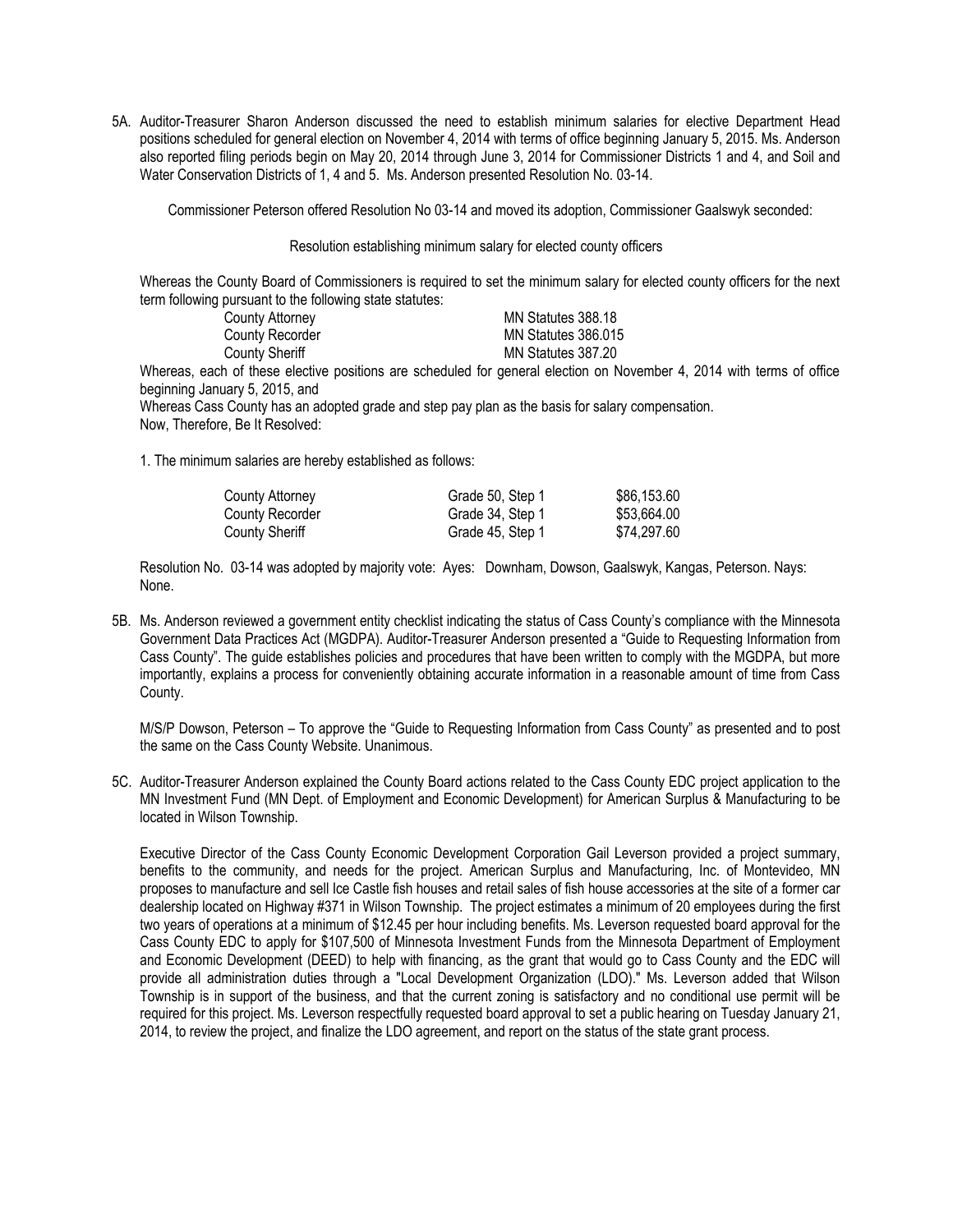5A. Auditor-Treasurer Sharon Anderson discussed the need to establish minimum salaries for elective Department Head positions scheduled for general election on November 4, 2014 with terms of office beginning January 5, 2015. Ms. Anderson also reported filing periods begin on May 20, 2014 through June 3, 2014 for Commissioner Districts 1 and 4, and Soil and Water Conservation Districts of 1, 4 and 5. Ms. Anderson presented Resolution No. 03-14.

Commissioner Peterson offered Resolution No 03-14 and moved its adoption, Commissioner Gaalswyk seconded:

Resolution establishing minimum salary for elected county officers

Whereas the County Board of Commissioners is required to set the minimum salary for elected county officers for the next term following pursuant to the following state statutes:

| | |
|---|---|
| County Attorney | MN Statutes 388.18 |
| County Recorder | MN Statutes 386.015 |
| County Sheriff | MN Statutes 387.20 |

Whereas, each of these elective positions are scheduled for general election on November 4, 2014 with terms of office beginning January 5, 2015, and

Whereas Cass County has an adopted grade and step pay plan as the basis for salary compensation.

Now, Therefore, Be It Resolved:

1. The minimum salaries are hereby established as follows:

| | | |
|---|---|---|
| County Attorney | Grade 50, Step 1 | $86,153.60 |
| County Recorder | Grade 34, Step 1 | $53,664.00 |
| County Sheriff | Grade 45, Step 1 | $74,297.60 |

Resolution No. 03-14 was adopted by majority vote: Ayes: Downham, Dowson, Gaalswyk, Kangas, Peterson. Nays: None.

5B. Ms. Anderson reviewed a government entity checklist indicating the status of Cass County's compliance with the Minnesota Government Data Practices Act (MGDPA). Auditor-Treasurer Anderson presented a "Guide to Requesting Information from Cass County". The guide establishes policies and procedures that have been written to comply with the MGDPA, but more importantly, explains a process for conveniently obtaining accurate information in a reasonable amount of time from Cass County.

M/S/P Dowson, Peterson – To approve the "Guide to Requesting Information from Cass County" as presented and to post the same on the Cass County Website. Unanimous.

5C. Auditor-Treasurer Anderson explained the County Board actions related to the Cass County EDC project application to the MN Investment Fund (MN Dept. of Employment and Economic Development) for American Surplus & Manufacturing to be located in Wilson Township.

Executive Director of the Cass County Economic Development Corporation Gail Leverson provided a project summary, benefits to the community, and needs for the project. American Surplus and Manufacturing, Inc. of Montevideo, MN proposes to manufacture and sell Ice Castle fish houses and retail sales of fish house accessories at the site of a former car dealership located on Highway #371 in Wilson Township. The project estimates a minimum of 20 employees during the first two years of operations at a minimum of $12.45 per hour including benefits. Ms. Leverson requested board approval for the Cass County EDC to apply for $107,500 of Minnesota Investment Funds from the Minnesota Department of Employment and Economic Development (DEED) to help with financing, as the grant that would go to Cass County and the EDC will provide all administration duties through a "Local Development Organization (LDO)." Ms. Leverson added that Wilson Township is in support of the business, and that the current zoning is satisfactory and no conditional use permit will be required for this project. Ms. Leverson respectfully requested board approval to set a public hearing on Tuesday January 21, 2014, to review the project, and finalize the LDO agreement, and report on the status of the state grant process.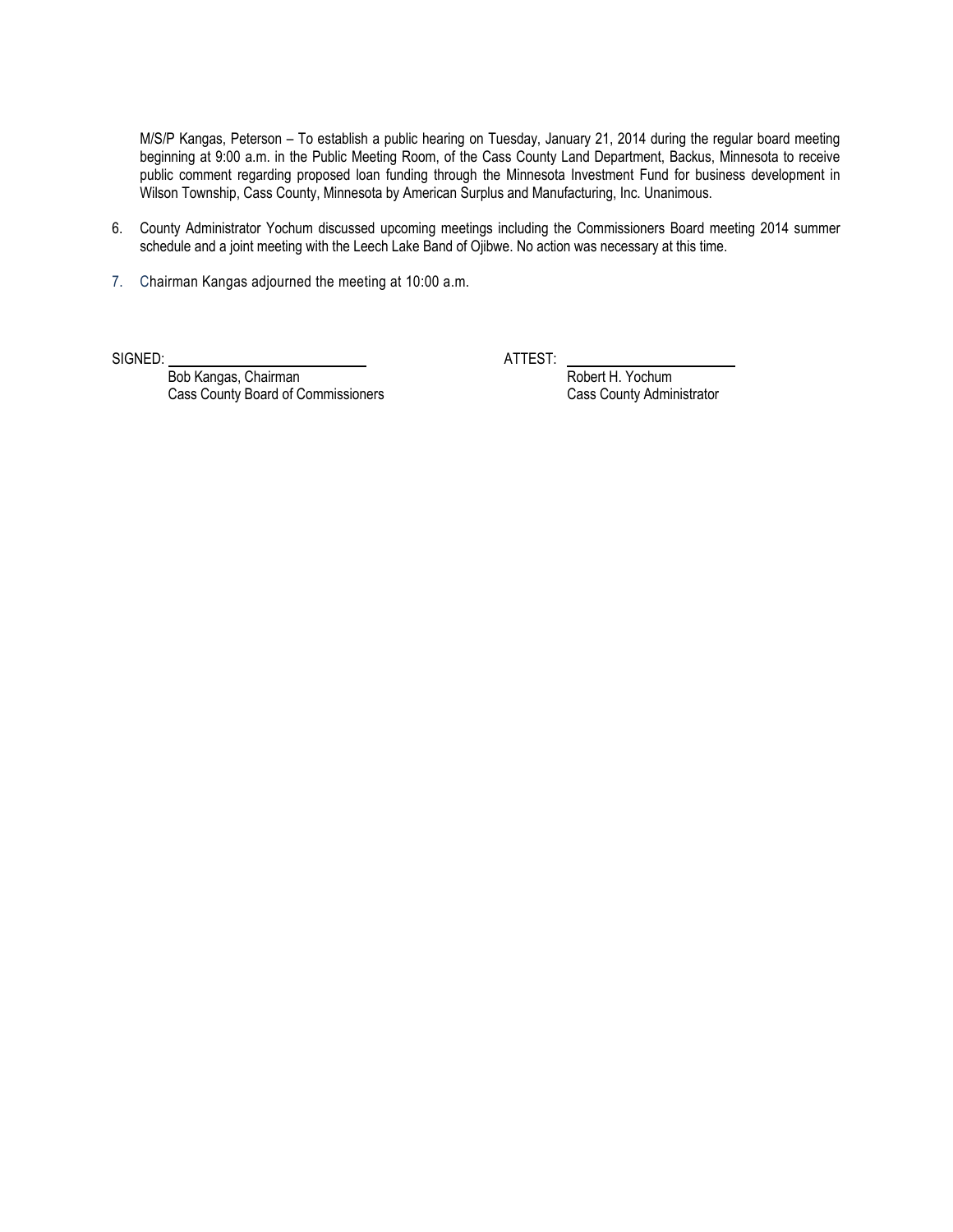M/S/P Kangas, Peterson – To establish a public hearing on Tuesday, January 21, 2014 during the regular board meeting beginning at 9:00 a.m. in the Public Meeting Room, of the Cass County Land Department, Backus, Minnesota to receive public comment regarding proposed loan funding through the Minnesota Investment Fund for business development in Wilson Township, Cass County, Minnesota by American Surplus and Manufacturing, Inc. Unanimous.

6. County Administrator Yochum discussed upcoming meetings including the Commissioners Board meeting 2014 summer schedule and a joint meeting with the Leech Lake Band of Ojibwe. No action was necessary at this time.

7. Chairman Kangas adjourned the meeting at 10:00 a.m.

SIGNED: ____________________________
Bob Kangas, Chairman
Cass County Board of Commissioners

ATTEST: ____________________________
Robert H. Yochum
Cass County Administrator